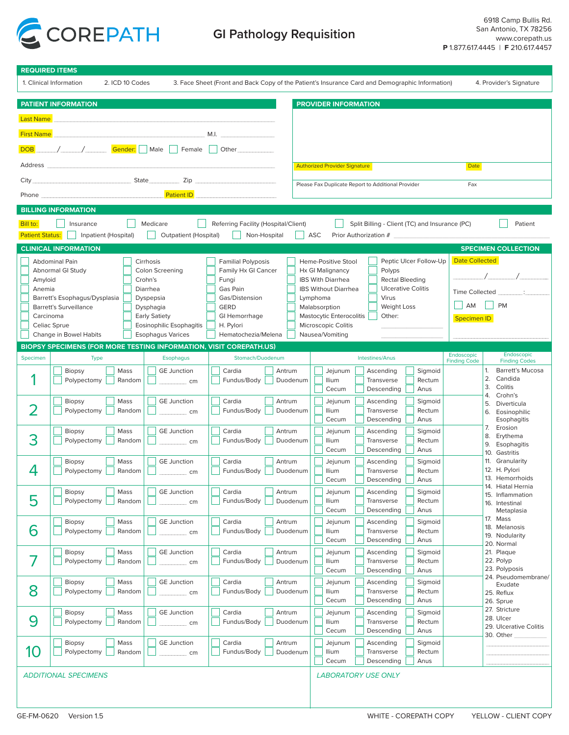# COREPATH

## GI Pathology Requisition

6918 Camp Bullis Rd.
San Antonio, TX 78256
www.corepath.us
**P** 1.877.617.4445 | **F** 210.617.4457

### REQUIRED ITEMS

1. Clinical Information  2. ICD 10 Codes  3. Face Sheet (Front and Back Copy of the Patient's Insurance Card and Demographic Information)  4. Provider's Signature

### PATIENT INFORMATION

Last Name ____________________

First Name ____________________ M.I. ________

DOB ____/____/____ Gender: ☐ Male ☐ Female ☐ Other ________

Address ____________________

City ____________ State ________ Zip ____________

Phone ____________ Patient ID ____________

### PROVIDER INFORMATION

Authorized Provider Signature ____________ Date ________

Please Fax Duplicate Report to Additional Provider ____________ Fax ________

### BILLING INFORMATION

Bill to: ☐ Insurance ☐ Medicare ☐ Referring Facility (Hospital/Client) ☐ Split Billing - Client (TC) and Insurance (PC) ☐ Patient

Patient Status: ☐ Inpatient (Hospital) ☐ Outpatient (Hospital) ☐ Non-Hospital ☐ ASC Prior Authorization # ____________

### CLINICAL INFORMATION

☐ Abdominal Pain
☐ Abnormal GI Study
☐ Amyloid
☐ Anemia
☐ Barrett's Esophagus/Dysplasia
☐ Barrett's Surveillance
☐ Carcinoma
☐ Celiac Sprue
☐ Change in Bowel Habits
☐ Cirrhosis
☐ Colon Screening
☐ Crohn's
☐ Diarrhea
☐ Dyspepsia
☐ Dysphagia
☐ Early Satiety
☐ Eosinophilic Esophagitis
☐ Esophagus Varices
☐ Familial Polyposis
☐ Family Hx GI Cancer
☐ Fungi
☐ Gas Pain
☐ Gas/Distension
☐ GERD
☐ GI Hemorrhage
☐ H. Pylori
☐ Hematochezia/Melena
☐ Heme-Positive Stool
☐ Hx GI Malignancy
☐ IBS With Diarrhea
☐ IBS Without Diarrhea
☐ Lymphoma
☐ Malabsorption
☐ Mastocytic Enterocolitis
☐ Microscopic Colitis
☐ Nausea/Vomiting
☐ Peptic Ulcer Follow-Up
☐ Polyps
☐ Rectal Bleeding
☐ Ulcerative Colitis
☐ Virus
☐ Weight Loss
☐ Other: ____________

### SPECIMEN COLLECTION

Date Collected ____/____/____

Time Collected ____:____ ☐ AM ☐ PM

Specimen ID ____________

### BIOPSY SPECIMENS (FOR MORE TESTING INFORMATION, VISIT COREPATH.US)

| Specimen | Type | Esophagus | Stomach/Duodenum | Intestines/Anus | Endoscopic Finding Code |
|---|---|---|---|---|---|
| 1 | ☐ Biopsy ☐ Mass ☐ Polypectomy ☐ Random | ☐ GE Junction ☐ ____ cm | ☐ Cardia ☐ Antrum ☐ Fundus/Body ☐ Duodenum | ☐ Jejunum ☐ Ascending ☐ Sigmoid ☐ Ilium ☐ Transverse ☐ Rectum ☐ Cecum ☐ Descending ☐ Anus | |
| 2 | ☐ Biopsy ☐ Mass ☐ Polypectomy ☐ Random | ☐ GE Junction ☐ ____ cm | ☐ Cardia ☐ Antrum ☐ Fundus/Body ☐ Duodenum | ☐ Jejunum ☐ Ascending ☐ Sigmoid ☐ Ilium ☐ Transverse ☐ Rectum ☐ Cecum ☐ Descending ☐ Anus | |
| 3 | ☐ Biopsy ☐ Mass ☐ Polypectomy ☐ Random | ☐ GE Junction ☐ ____ cm | ☐ Cardia ☐ Antrum ☐ Fundus/Body ☐ Duodenum | ☐ Jejunum ☐ Ascending ☐ Sigmoid ☐ Ilium ☐ Transverse ☐ Rectum ☐ Cecum ☐ Descending ☐ Anus | |
| 4 | ☐ Biopsy ☐ Mass ☐ Polypectomy ☐ Random | ☐ GE Junction ☐ ____ cm | ☐ Cardia ☐ Antrum ☐ Fundus/Body ☐ Duodenum | ☐ Jejunum ☐ Ascending ☐ Sigmoid ☐ Ilium ☐ Transverse ☐ Rectum ☐ Cecum ☐ Descending ☐ Anus | |
| 5 | ☐ Biopsy ☐ Mass ☐ Polypectomy ☐ Random | ☐ GE Junction ☐ ____ cm | ☐ Cardia ☐ Antrum ☐ Fundus/Body ☐ Duodenum | ☐ Jejunum ☐ Ascending ☐ Sigmoid ☐ Ilium ☐ Transverse ☐ Rectum ☐ Cecum ☐ Descending ☐ Anus | |
| 6 | ☐ Biopsy ☐ Mass ☐ Polypectomy ☐ Random | ☐ GE Junction ☐ ____ cm | ☐ Cardia ☐ Antrum ☐ Fundus/Body ☐ Duodenum | ☐ Jejunum ☐ Ascending ☐ Sigmoid ☐ Ilium ☐ Transverse ☐ Rectum ☐ Cecum ☐ Descending ☐ Anus | |
| 7 | ☐ Biopsy ☐ Mass ☐ Polypectomy ☐ Random | ☐ GE Junction ☐ ____ cm | ☐ Cardia ☐ Antrum ☐ Fundus/Body ☐ Duodenum | ☐ Jejunum ☐ Ascending ☐ Sigmoid ☐ Ilium ☐ Transverse ☐ Rectum ☐ Cecum ☐ Descending ☐ Anus | |
| 8 | ☐ Biopsy ☐ Mass ☐ Polypectomy ☐ Random | ☐ GE Junction ☐ ____ cm | ☐ Cardia ☐ Antrum ☐ Fundus/Body ☐ Duodenum | ☐ Jejunum ☐ Ascending ☐ Sigmoid ☐ Ilium ☐ Transverse ☐ Rectum ☐ Cecum ☐ Descending ☐ Anus | |
| 9 | ☐ Biopsy ☐ Mass ☐ Polypectomy ☐ Random | ☐ GE Junction ☐ ____ cm | ☐ Cardia ☐ Antrum ☐ Fundus/Body ☐ Duodenum | ☐ Jejunum ☐ Ascending ☐ Sigmoid ☐ Ilium ☐ Transverse ☐ Rectum ☐ Cecum ☐ Descending ☐ Anus | |
| 10 | ☐ Biopsy ☐ Mass ☐ Polypectomy ☐ Random | ☐ GE Junction ☐ ____ cm | ☐ Cardia ☐ Antrum ☐ Fundus/Body ☐ Duodenum | ☐ Jejunum ☐ Ascending ☐ Sigmoid ☐ Ilium ☐ Transverse ☐ Rectum ☐ Cecum ☐ Descending ☐ Anus | |

#### Endoscopic Finding Codes

1. Barrett's Mucosa
2. Candida
3. Colitis
4. Crohn's
5. Diverticula
6. Eosinophilic Esophagitis
7. Erosion
8. Erythema
9. Esophagitis
10. Gastritis
11. Granularity
12. H. Pylori
13. Hemorrhoids
14. Hiatal Hernia
15. Inflammation
16. Intestinal Metaplasia
17. Mass
18. Melanosis
19. Nodularity
20. Normal
21. Plaque
22. Polyp
23. Polyposis
24. Pseudomembrane/ Exudate
25. Reflux
26. Sprue
27. Stricture
28. Ulcer
29. Ulcerative Colitis
30. Other ____________

*ADDITIONAL SPECIMENS*

*LABORATORY USE ONLY*

GE-FM-0620 Version 1.5  WHITE - COREPATH COPY  YELLOW - CLIENT COPY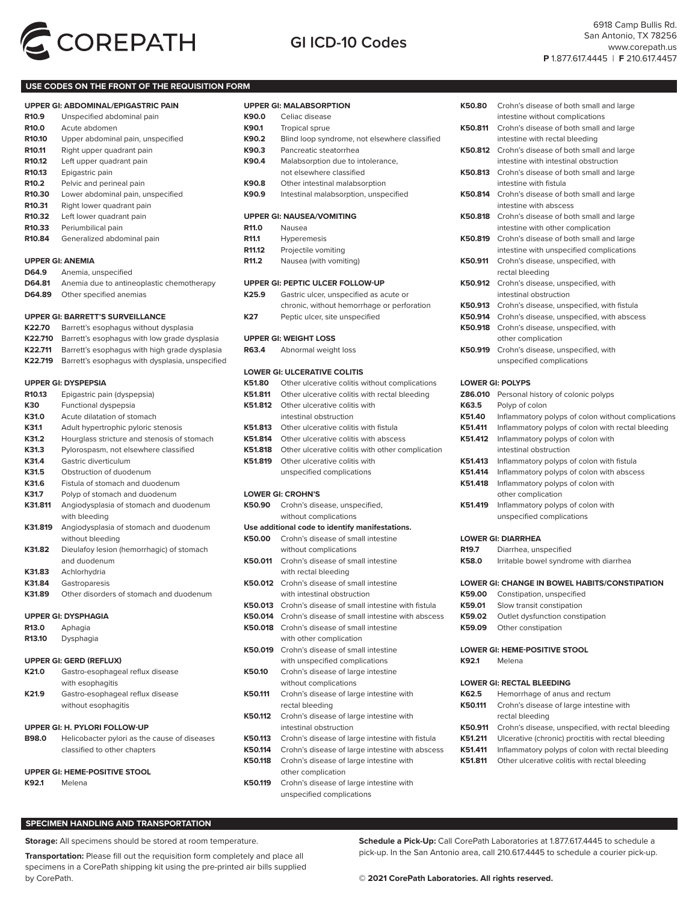# COREPATH

## GI ICD-10 Codes

6918 Camp Bullis Rd.
San Antonio, TX 78256
www.corepath.us
**P** 1.877.617.4445 | **F** 210.617.4457

### USE CODES ON THE FRONT OF THE REQUISITION FORM

#### UPPER GI: ABDOMINAL/EPIGASTRIC PAIN

| | |
|---|---|
| **R10.9** | Unspecified abdominal pain |
| **R10.0** | Acute abdomen |
| **R10.10** | Upper abdominal pain, unspecified |
| **R10.11** | Right upper quadrant pain |
| **R10.12** | Left upper quadrant pain |
| **R10.13** | Epigastric pain |
| **R10.2** | Pelvic and perineal pain |
| **R10.30** | Lower abdominal pain, unspecified |
| **R10.31** | Right lower quadrant pain |
| **R10.32** | Left lower quadrant pain |
| **R10.33** | Periumbilical pain |
| **R10.84** | Generalized abdominal pain |

#### UPPER GI: ANEMIA

| | |
|---|---|
| **D64.9** | Anemia, unspecified |
| **D64.81** | Anemia due to antineoplastic chemotherapy |
| **D64.89** | Other specified anemias |

#### UPPER GI: BARRETT'S SURVEILLANCE

| | |
|---|---|
| **K22.70** | Barrett's esophagus without dysplasia |
| **K22.710** | Barrett's esophagus with low grade dysplasia |
| **K22.711** | Barrett's esophagus with high grade dysplasia |
| **K22.719** | Barrett's esophagus with dysplasia, unspecified |

#### UPPER GI: DYSPEPSIA

| | |
|---|---|
| **R10.13** | Epigastric pain (dyspepsia) |
| **K30** | Functional dyspepsia |
| **K31.0** | Acute dilatation of stomach |
| **K31.1** | Adult hypertrophic pyloric stenosis |
| **K31.2** | Hourglass stricture and stenosis of stomach |
| **K31.3** | Pylorospasm, not elsewhere classified |
| **K31.4** | Gastric diverticulum |
| **K31.5** | Obstruction of duodenum |
| **K31.6** | Fistula of stomach and duodenum |
| **K31.7** | Polyp of stomach and duodenum |
| **K31.811** | Angiodysplasia of stomach and duodenum with bleeding |
| **K31.819** | Angiodysplasia of stomach and duodenum without bleeding |
| **K31.82** | Dieulafoy lesion (hemorrhagic) of stomach and duodenum |
| **K31.83** | Achlorhydria |
| **K31.84** | Gastroparesis |
| **K31.89** | Other disorders of stomach and duodenum |

#### UPPER GI: DYSPHAGIA

| | |
|---|---|
| **R13.0** | Aphagia |
| **R13.10** | Dysphagia |

#### UPPER GI: GERD (REFLUX)

| | |
|---|---|
| **K21.0** | Gastro-esophageal reflux disease with esophagitis |
| **K21.9** | Gastro-esophageal reflux disease without esophagitis |

#### UPPER GI: H. PYLORI FOLLOW-UP

| | |
|---|---|
| **B98.0** | Helicobacter pylori as the cause of diseases classified to other chapters |

#### UPPER GI: HEME-POSITIVE STOOL

| | |
|---|---|
| **K92.1** | Melena |

#### UPPER GI: MALABSORPTION

| | |
|---|---|
| **K90.0** | Celiac disease |
| **K90.1** | Tropical sprue |
| **K90.2** | Blind loop syndrome, not elsewhere classified |
| **K90.3** | Pancreatic steatorrhea |
| **K90.4** | Malabsorption due to intolerance, not elsewhere classified |
| **K90.8** | Other intestinal malabsorption |
| **K90.9** | Intestinal malabsorption, unspecified |

#### UPPER GI: NAUSEA/VOMITING

| | |
|---|---|
| **R11.0** | Nausea |
| **R11.1** | Hyperemesis |
| **R11.12** | Projectile vomiting |
| **R11.2** | Nausea (with vomiting) |

#### UPPER GI: PEPTIC ULCER FOLLOW-UP

| | |
|---|---|
| **K25.9** | Gastric ulcer, unspecified as acute or chronic, without hemorrhage or perforation |
| **K27** | Peptic ulcer, site unspecified |

#### UPPER GI: WEIGHT LOSS

| | |
|---|---|
| **R63.4** | Abnormal weight loss |

#### LOWER GI: ULCERATIVE COLITIS

| | |
|---|---|
| **K51.80** | Other ulcerative colitis without complications |
| **K51.811** | Other ulcerative colitis with rectal bleeding |
| **K51.812** | Other ulcerative colitis with intestinal obstruction |
| **K51.813** | Other ulcerative colitis with fistula |
| **K51.814** | Other ulcerative colitis with abscess |
| **K51.818** | Other ulcerative colitis with other complication |
| **K51.819** | Other ulcerative colitis with unspecified complications |

#### LOWER GI: CROHN'S

| | |
|---|---|
| **K50.90** | Crohn's disease, unspecified, without complications |

**Use additional code to identify manifestations.**

| | |
|---|---|
| **K50.00** | Crohn's disease of small intestine without complications |
| **K50.011** | Crohn's disease of small intestine with rectal bleeding |
| **K50.012** | Crohn's disease of small intestine with intestinal obstruction |
| **K50.013** | Crohn's disease of small intestine with fistula |
| **K50.014** | Crohn's disease of small intestine with abscess |
| **K50.018** | Crohn's disease of small intestine with other complication |
| **K50.019** | Crohn's disease of small intestine with unspecified complications |
| **K50.10** | Crohn's disease of large intestine without complications |
| **K50.111** | Crohn's disease of large intestine with rectal bleeding |
| **K50.112** | Crohn's disease of large intestine with intestinal obstruction |
| **K50.113** | Crohn's disease of large intestine with fistula |
| **K50.114** | Crohn's disease of large intestine with abscess |
| **K50.118** | Crohn's disease of large intestine with other complication |
| **K50.119** | Crohn's disease of large intestine with unspecified complications |
| **K50.80** | Crohn's disease of both small and large intestine without complications |
| **K50.811** | Crohn's disease of both small and large intestine with rectal bleeding |
| **K50.812** | Crohn's disease of both small and large intestine with intestinal obstruction |
| **K50.813** | Crohn's disease of both small and large intestine with fistula |
| **K50.814** | Crohn's disease of both small and large intestine with abscess |
| **K50.818** | Crohn's disease of both small and large intestine with other complication |
| **K50.819** | Crohn's disease of both small and large intestine with unspecified complications |
| **K50.911** | Crohn's disease, unspecified, with rectal bleeding |
| **K50.912** | Crohn's disease, unspecified, with intestinal obstruction |
| **K50.913** | Crohn's disease, unspecified, with fistula |
| **K50.914** | Crohn's disease, unspecified, with abscess |
| **K50.918** | Crohn's disease, unspecified, with other complication |
| **K50.919** | Crohn's disease, unspecified, with unspecified complications |

#### LOWER GI: POLYPS

| | |
|---|---|
| **Z86.010** | Personal history of colonic polyps |
| **K63.5** | Polyp of colon |
| **K51.40** | Inflammatory polyps of colon without complications |
| **K51.411** | Inflammatory polyps of colon with rectal bleeding |
| **K51.412** | Inflammatory polyps of colon with intestinal obstruction |
| **K51.413** | Inflammatory polyps of colon with fistula |
| **K51.414** | Inflammatory polyps of colon with abscess |
| **K51.418** | Inflammatory polyps of colon with other complication |
| **K51.419** | Inflammatory polyps of colon with unspecified complications |

#### LOWER GI: DIARRHEA

| | |
|---|---|
| **R19.7** | Diarrhea, unspecified |
| **K58.0** | Irritable bowel syndrome with diarrhea |

#### LOWER GI: CHANGE IN BOWEL HABITS/CONSTIPATION

| | |
|---|---|
| **K59.00** | Constipation, unspecified |
| **K59.01** | Slow transit constipation |
| **K59.02** | Outlet dysfunction constipation |
| **K59.09** | Other constipation |

#### LOWER GI: HEME-POSITIVE STOOL

| | |
|---|---|
| **K92.1** | Melena |

#### LOWER GI: RECTAL BLEEDING

| | |
|---|---|
| **K62.5** | Hemorrhage of anus and rectum |
| **K50.111** | Crohn's disease of large intestine with rectal bleeding |
| **K50.911** | Crohn's disease, unspecified, with rectal bleeding |
| **K51.211** | Ulcerative (chronic) proctitis with rectal bleeding |
| **K51.411** | Inflammatory polyps of colon with rectal bleeding |
| **K51.811** | Other ulcerative colitis with rectal bleeding |

### SPECIMEN HANDLING AND TRANSPORTATION

**Storage:** All specimens should be stored at room temperature.

**Transportation:** Please fill out the requisition form completely and place all specimens in a CorePath shipping kit using the pre-printed air bills supplied by CorePath.

**Schedule a Pick-Up:** Call CorePath Laboratories at 1.877.617.4445 to schedule a pick-up. In the San Antonio area, call 210.617.4445 to schedule a courier pick-up.

© **2021 CorePath Laboratories. All rights reserved.**